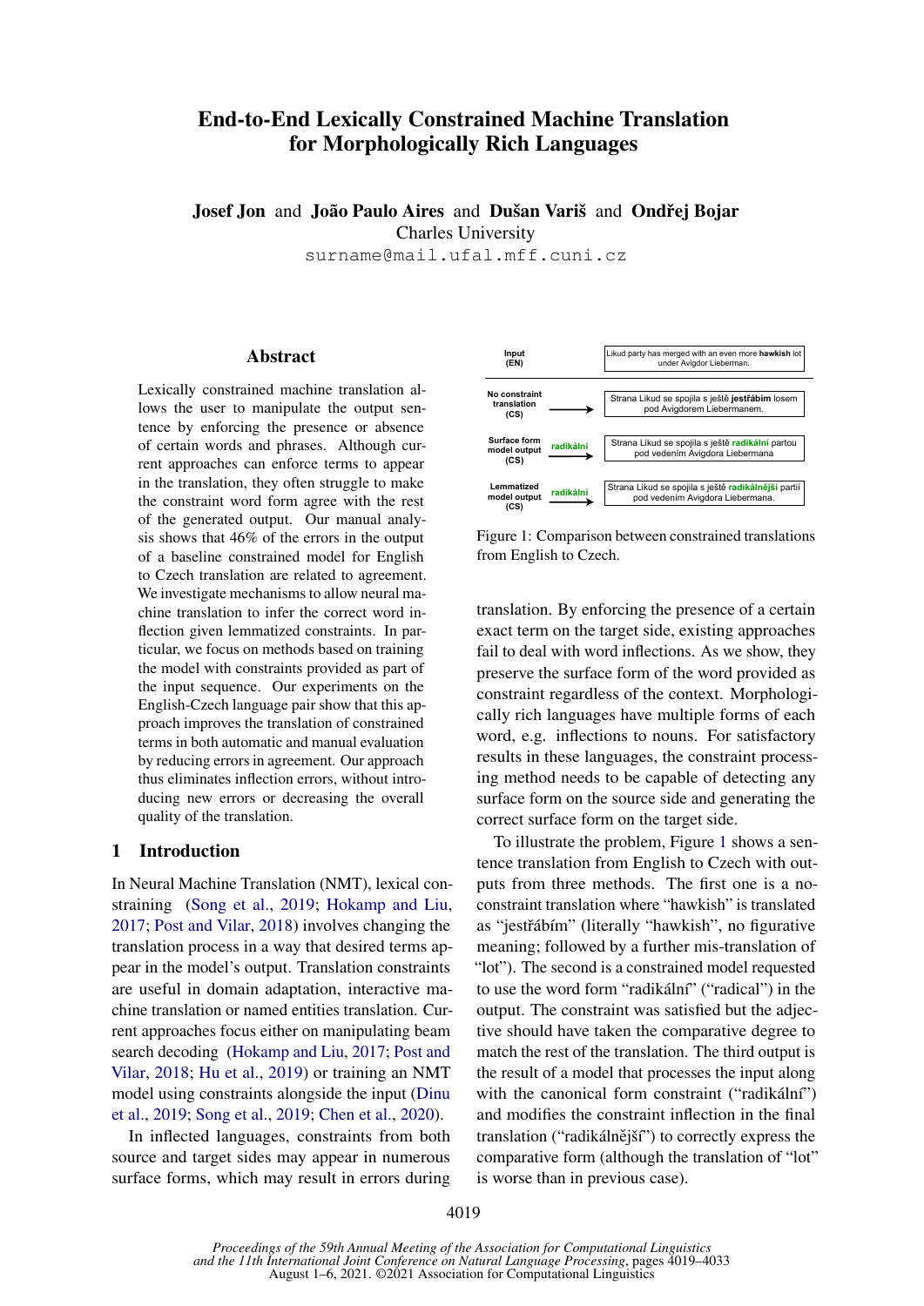# End-to-End Lexically Constrained Machine Translation for Morphologically Rich Languages

**Josef Jon** and **João Paulo Aires** and **Dušan Variš** and **Ondřej Bojar**
Charles University
`surname@mail.ufal.mff.cuni.cz`

## Abstract

Lexically constrained machine translation allows the user to manipulate the output sentence by enforcing the presence or absence of certain words and phrases. Although current approaches can enforce terms to appear in the translation, they often struggle to make the constraint word form agree with the rest of the generated output. Our manual analysis shows that 46% of the errors in the output of a baseline constrained model for English to Czech translation are related to agreement. We investigate mechanisms to allow neural machine translation to infer the correct word inflection given lemmatized constraints. In particular, we focus on methods based on training the model with constraints provided as part of the input sequence. Our experiments on the English-Czech language pair show that this approach improves the translation of constrained terms in both automatic and manual evaluation by reducing errors in agreement. Our approach thus eliminates inflection errors, without introducing new errors or decreasing the overall quality of the translation.

## 1 Introduction

In Neural Machine Translation (NMT), lexical constraining (Song et al., 2019; Hokamp and Liu, 2017; Post and Vilar, 2018) involves changing the translation process in a way that desired terms appear in the model's output. Translation constraints are useful in domain adaptation, interactive machine translation or named entities translation. Current approaches focus either on manipulating beam search decoding (Hokamp and Liu, 2017; Post and Vilar, 2018; Hu et al., 2019) or training an NMT model using constraints alongside the input (Dinu et al., 2019; Song et al., 2019; Chen et al., 2020).

In inflected languages, constraints from both source and target sides may appear in numerous surface forms, which may result in errors during

| | Constraint | Output |
|---|---|---|
| **Input (EN)** | | Likud party has merged with an even more **hawkish** lot under Avigdor Lieberman. |
| **No constraint translation (CS)** | | Strana Likud se spojila s ještě **jestřábím** losem pod Avigdorem Liebermanem. |
| **Surface form model output (CS)** | radikální | Strana Likud se spojila s ještě **radikální** partou pod vedením Avigdora Liebermana |
| **Lemmatized model output (CS)** | radikální | Strana Likud se spojila s ještě **radikálnější** partií pod vedením Avigdora Liebermana. |

Figure 1: Comparison between constrained translations from English to Czech.

translation. By enforcing the presence of a certain exact term on the target side, existing approaches fail to deal with word inflections. As we show, they preserve the surface form of the word provided as constraint regardless of the context. Morphologically rich languages have multiple forms of each word, e.g. inflections to nouns. For satisfactory results in these languages, the constraint processing method needs to be capable of detecting any surface form on the source side and generating the correct surface form on the target side.

To illustrate the problem, Figure 1 shows a sentence translation from English to Czech with outputs from three methods. The first one is a no-constraint translation where "hawkish" is translated as "jestřábím" (literally "hawkish", no figurative meaning; followed by a further mis-translation of "lot"). The second is a constrained model requested to use the word form "radikální" ("radical") in the output. The constraint was satisfied but the adjective should have taken the comparative degree to match the rest of the translation. The third output is the result of a model that processes the input along with the canonical form constraint ("radikální") and modifies the constraint inflection in the final translation ("radikálnější") to correctly express the comparative form (although the translation of "lot" is worse than in previous case).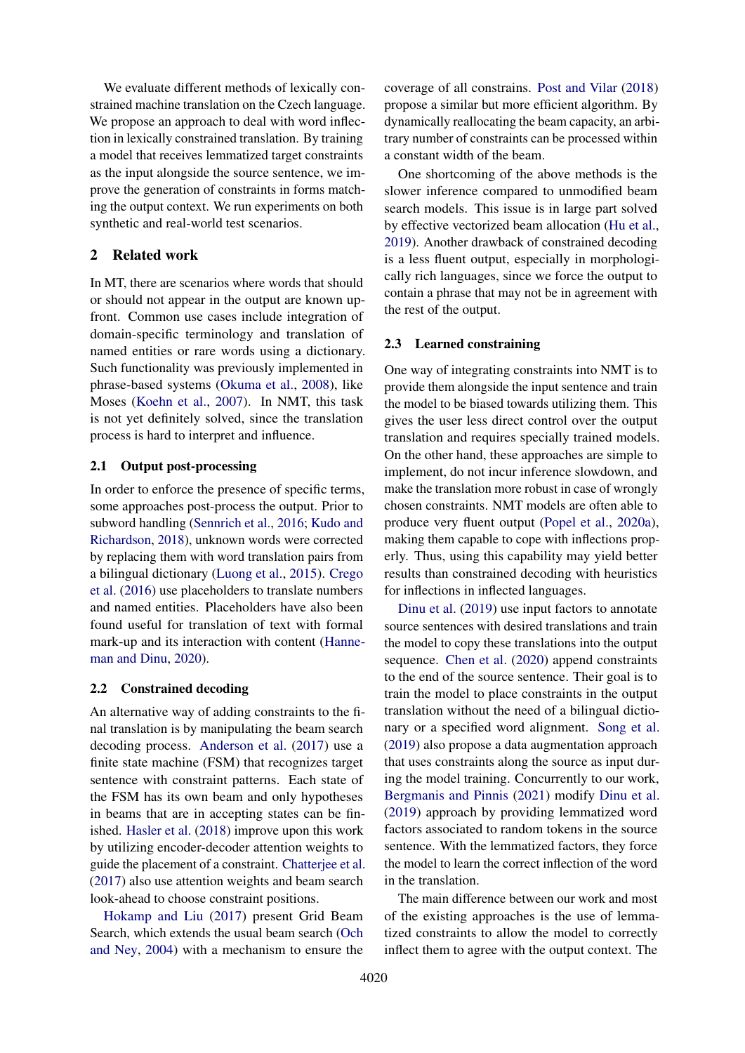We evaluate different methods of lexically constrained machine translation on the Czech language. We propose an approach to deal with word inflection in lexically constrained translation. By training a model that receives lemmatized target constraints as the input alongside the source sentence, we improve the generation of constraints in forms matching the output context. We run experiments on both synthetic and real-world test scenarios.

## 2 Related work

In MT, there are scenarios where words that should or should not appear in the output are known upfront. Common use cases include integration of domain-specific terminology and translation of named entities or rare words using a dictionary. Such functionality was previously implemented in phrase-based systems (Okuma et al., 2008), like Moses (Koehn et al., 2007). In NMT, this task is not yet definitely solved, since the translation process is hard to interpret and influence.

### 2.1 Output post-processing

In order to enforce the presence of specific terms, some approaches post-process the output. Prior to subword handling (Sennrich et al., 2016; Kudo and Richardson, 2018), unknown words were corrected by replacing them with word translation pairs from a bilingual dictionary (Luong et al., 2015). Crego et al. (2016) use placeholders to translate numbers and named entities. Placeholders have also been found useful for translation of text with formal mark-up and its interaction with content (Hanneman and Dinu, 2020).

### 2.2 Constrained decoding

An alternative way of adding constraints to the final translation is by manipulating the beam search decoding process. Anderson et al. (2017) use a finite state machine (FSM) that recognizes target sentence with constraint patterns. Each state of the FSM has its own beam and only hypotheses in beams that are in accepting states can be finished. Hasler et al. (2018) improve upon this work by utilizing encoder-decoder attention weights to guide the placement of a constraint. Chatterjee et al. (2017) also use attention weights and beam search look-ahead to choose constraint positions.

Hokamp and Liu (2017) present Grid Beam Search, which extends the usual beam search (Och and Ney, 2004) with a mechanism to ensure the coverage of all constrains. Post and Vilar (2018) propose a similar but more efficient algorithm. By dynamically reallocating the beam capacity, an arbitrary number of constraints can be processed within a constant width of the beam.

One shortcoming of the above methods is the slower inference compared to unmodified beam search models. This issue is in large part solved by effective vectorized beam allocation (Hu et al., 2019). Another drawback of constrained decoding is a less fluent output, especially in morphologically rich languages, since we force the output to contain a phrase that may not be in agreement with the rest of the output.

### 2.3 Learned constraining

One way of integrating constraints into NMT is to provide them alongside the input sentence and train the model to be biased towards utilizing them. This gives the user less direct control over the output translation and requires specially trained models. On the other hand, these approaches are simple to implement, do not incur inference slowdown, and make the translation more robust in case of wrongly chosen constraints. NMT models are often able to produce very fluent output (Popel et al., 2020a), making them capable to cope with inflections properly. Thus, using this capability may yield better results than constrained decoding with heuristics for inflections in inflected languages.

Dinu et al. (2019) use input factors to annotate source sentences with desired translations and train the model to copy these translations into the output sequence. Chen et al. (2020) append constraints to the end of the source sentence. Their goal is to train the model to place constraints in the output translation without the need of a bilingual dictionary or a specified word alignment. Song et al. (2019) also propose a data augmentation approach that uses constraints along the source as input during the model training. Concurrently to our work, Bergmanis and Pinnis (2021) modify Dinu et al. (2019) approach by providing lemmatized word factors associated to random tokens in the source sentence. With the lemmatized factors, they force the model to learn the correct inflection of the word in the translation.

The main difference between our work and most of the existing approaches is the use of lemmatized constraints to allow the model to correctly inflect them to agree with the output context. The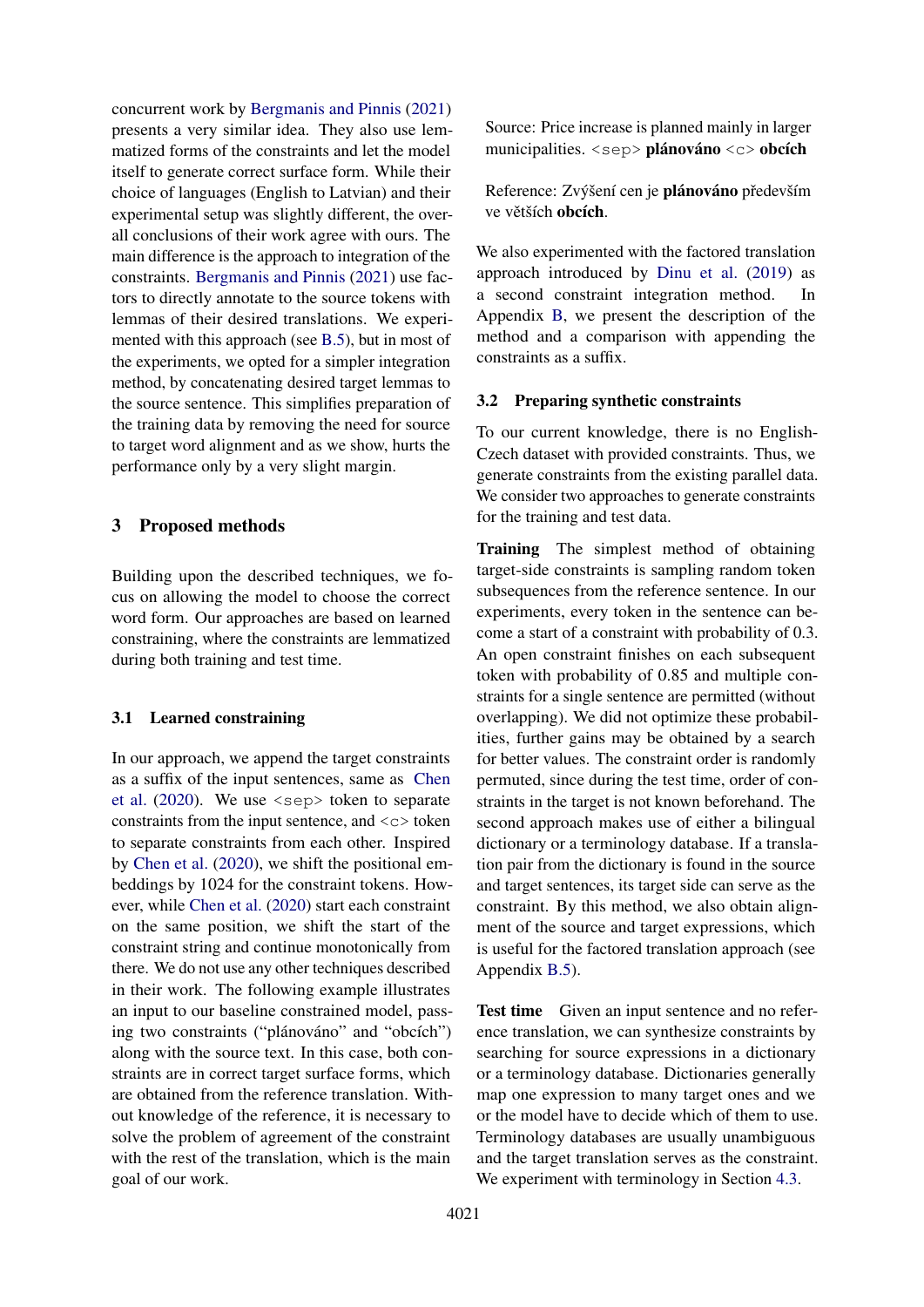concurrent work by Bergmanis and Pinnis (2021) presents a very similar idea. They also use lemmatized forms of the constraints and let the model itself to generate correct surface form. While their choice of languages (English to Latvian) and their experimental setup was slightly different, the overall conclusions of their work agree with ours. The main difference is the approach to integration of the constraints. Bergmanis and Pinnis (2021) use factors to directly annotate to the source tokens with lemmas of their desired translations. We experimented with this approach (see B.5), but in most of the experiments, we opted for a simpler integration method, by concatenating desired target lemmas to the source sentence. This simplifies preparation of the training data by removing the need for source to target word alignment and as we show, hurts the performance only by a very slight margin.

## 3 Proposed methods

Building upon the described techniques, we focus on allowing the model to choose the correct word form. Our approaches are based on learned constraining, where the constraints are lemmatized during both training and test time.

### 3.1 Learned constraining

In our approach, we append the target constraints as a suffix of the input sentences, same as Chen et al. (2020). We use <sep> token to separate constraints from the input sentence, and <c> token to separate constraints from each other. Inspired by Chen et al. (2020), we shift the positional embeddings by 1024 for the constraint tokens. However, while Chen et al. (2020) start each constraint on the same position, we shift the start of the constraint string and continue monotonically from there. We do not use any other techniques described in their work. The following example illustrates an input to our baseline constrained model, passing two constraints ("plánováno" and "obcích") along with the source text. In this case, both constraints are in correct target surface forms, which are obtained from the reference translation. Without knowledge of the reference, it is necessary to solve the problem of agreement of the constraint with the rest of the translation, which is the main goal of our work.

Source: Price increase is planned mainly in larger municipalities. <sep> **plánováno** <c> **obcích**

Reference: Zvýšení cen je **plánováno** především ve větších **obcích**.

We also experimented with the factored translation approach introduced by Dinu et al. (2019) as a second constraint integration method. In Appendix B, we present the description of the method and a comparison with appending the constraints as a suffix.

### 3.2 Preparing synthetic constraints

To our current knowledge, there is no English-Czech dataset with provided constraints. Thus, we generate constraints from the existing parallel data. We consider two approaches to generate constraints for the training and test data.

**Training** The simplest method of obtaining target-side constraints is sampling random token subsequences from the reference sentence. In our experiments, every token in the sentence can become a start of a constraint with probability of 0.3. An open constraint finishes on each subsequent token with probability of 0.85 and multiple constraints for a single sentence are permitted (without overlapping). We did not optimize these probabilities, further gains may be obtained by a search for better values. The constraint order is randomly permuted, since during the test time, order of constraints in the target is not known beforehand. The second approach makes use of either a bilingual dictionary or a terminology database. If a translation pair from the dictionary is found in the source and target sentences, its target side can serve as the constraint. By this method, we also obtain alignment of the source and target expressions, which is useful for the factored translation approach (see Appendix B.5).

**Test time** Given an input sentence and no reference translation, we can synthesize constraints by searching for source expressions in a dictionary or a terminology database. Dictionaries generally map one expression to many target ones and we or the model have to decide which of them to use. Terminology databases are usually unambiguous and the target translation serves as the constraint. We experiment with terminology in Section 4.3.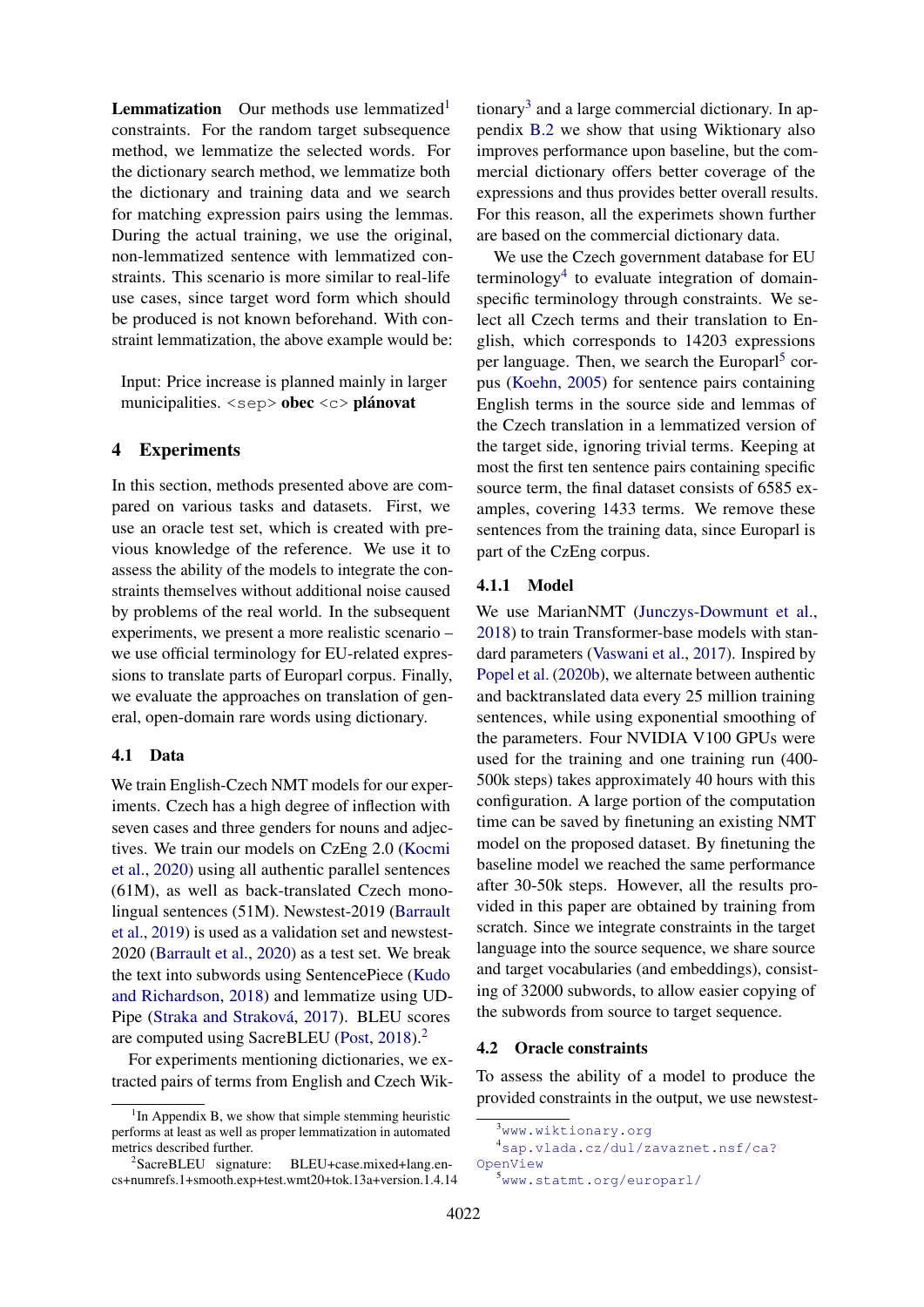**Lemmatization** Our methods use lemmatized[1] constraints. For the random target subsequence method, we lemmatize the selected words. For the dictionary search method, we lemmatize both the dictionary and training data and we search for matching expression pairs using the lemmas. During the actual training, we use the original, non-lemmatized sentence with lemmatized constraints. This scenario is more similar to real-life use cases, since target word form which should be produced is not known beforehand. With constraint lemmatization, the above example would be:

Input: Price increase is planned mainly in larger municipalities. <sep> **obec** <c> **plánovat**

## 4 Experiments

In this section, methods presented above are compared on various tasks and datasets. First, we use an oracle test set, which is created with previous knowledge of the reference. We use it to assess the ability of the models to integrate the constraints themselves without additional noise caused by problems of the real world. In the subsequent experiments, we present a more realistic scenario – we use official terminology for EU-related expressions to translate parts of Europarl corpus. Finally, we evaluate the approaches on translation of general, open-domain rare words using dictionary.

### 4.1 Data

We train English-Czech NMT models for our experiments. Czech has a high degree of inflection with seven cases and three genders for nouns and adjectives. We train our models on CzEng 2.0 (Kocmi et al., 2020) using all authentic parallel sentences (61M), as well as back-translated Czech monolingual sentences (51M). Newstest-2019 (Barrault et al., 2019) is used as a validation set and newstest-2020 (Barrault et al., 2020) as a test set. We break the text into subwords using SentencePiece (Kudo and Richardson, 2018) and lemmatize using UDPipe (Straka and Straková, 2017). BLEU scores are computed using SacreBLEU (Post, 2018).[2]

For experiments mentioning dictionaries, we extracted pairs of terms from English and Czech Wiktionary[3] and a large commercial dictionary. In appendix B.2 we show that using Wiktionary also improves performance upon baseline, but the commercial dictionary offers better coverage of the expressions and thus provides better overall results. For this reason, all the experimets shown further are based on the commercial dictionary data.

We use the Czech government database for EU terminology[4] to evaluate integration of domain-specific terminology through constraints. We select all Czech terms and their translation to English, which corresponds to 14203 expressions per language. Then, we search the Europarl[5] corpus (Koehn, 2005) for sentence pairs containing English terms in the source side and lemmas of the Czech translation in a lemmatized version of the target side, ignoring trivial terms. Keeping at most the first ten sentence pairs containing specific source term, the final dataset consists of 6585 examples, covering 1433 terms. We remove these sentences from the training data, since Europarl is part of the CzEng corpus.

#### 4.1.1 Model

We use MarianNMT (Junczys-Dowmunt et al., 2018) to train Transformer-base models with standard parameters (Vaswani et al., 2017). Inspired by Popel et al. (2020b), we alternate between authentic and backtranslated data every 25 million training sentences, while using exponential smoothing of the parameters. Four NVIDIA V100 GPUs were used for the training and one training run (400-500k steps) takes approximately 40 hours with this configuration. A large portion of the computation time can be saved by finetuning an existing NMT model on the proposed dataset. By finetuning the baseline model we reached the same performance after 30-50k steps. However, all the results provided in this paper are obtained by training from scratch. Since we integrate constraints in the target language into the source sequence, we share source and target vocabularies (and embeddings), consisting of 32000 subwords, to allow easier copying of the subwords from source to target sequence.

### 4.2 Oracle constraints

To assess the ability of a model to produce the provided constraints in the output, we use newstest-

---

[1] In Appendix B, we show that simple stemming heuristic performs at least as well as proper lemmatization in automated metrics described further.

[2] SacreBLEU signature: BLEU+case.mixed+lang.en-cs+numrefs.1+smooth.exp+test.wmt20+tok.13a+version.1.4.14

[3] www.wiktionary.org

[4] sap.vlada.cz/dul/zavaznet.nsf/ca?OpenView

[5] www.statmt.org/europarl/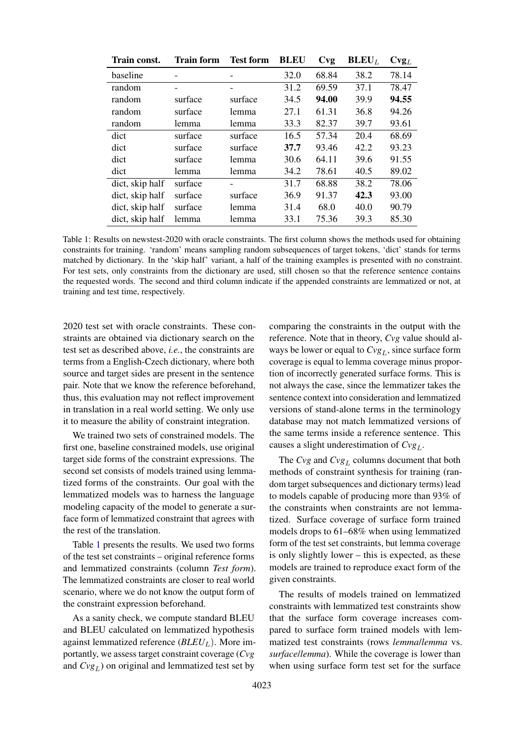| Train const. | Train form | Test form | BLEU | Cvg | BLEU$_L$ | Cvg$_L$ |
|---|---|---|---|---|---|---|
| baseline | - | - | 32.0 | 68.84 | 38.2 | 78.14 |
| random | - | - | 31.2 | 69.59 | 37.1 | 78.47 |
| random | surface | surface | 34.5 | **94.00** | 39.9 | **94.55** |
| random | surface | lemma | 27.1 | 61.31 | 36.8 | 94.26 |
| random | lemma | lemma | 33.3 | 82.37 | 39.7 | 93.61 |
| dict | surface | surface | 16.5 | 57.34 | 20.4 | 68.69 |
| dict | surface | surface | **37.7** | 93.46 | 42.2 | 93.23 |
| dict | surface | lemma | 30.6 | 64.11 | 39.6 | 91.55 |
| dict | lemma | lemma | 34.2 | 78.61 | 40.5 | 89.02 |
| dict, skip half | surface | - | 31.7 | 68.88 | 38.2 | 78.06 |
| dict, skip half | surface | surface | 36.9 | 91.37 | **42.3** | 93.00 |
| dict, skip half | surface | lemma | 31.4 | 68.0 | 40.0 | 90.79 |
| dict, skip half | lemma | lemma | 33.1 | 75.36 | 39.3 | 85.30 |

Table 1: Results on newstest-2020 with oracle constraints. The first column shows the methods used for obtaining constraints for training. 'random' means sampling random subsequences of target tokens, 'dict' stands for terms matched by dictionary. In the 'skip half' variant, a half of the training examples is presented with no constraint. For test sets, only constraints from the dictionary are used, still chosen so that the reference sentence contains the requested words. The second and third column indicate if the appended constraints are lemmatized or not, at training and test time, respectively.

2020 test set with oracle constraints. These constraints are obtained via dictionary search on the test set as described above, *i.e.*, the constraints are terms from a English-Czech dictionary, where both source and target sides are present in the sentence pair. Note that we know the reference beforehand, thus, this evaluation may not reflect improvement in translation in a real world setting. We only use it to measure the ability of constraint integration.

We trained two sets of constrained models. The first one, baseline constrained models, use original target side forms of the constraint expressions. The second set consists of models trained using lemmatized forms of the constraints. Our goal with the lemmatized models was to harness the language modeling capacity of the model to generate a surface form of lemmatized constraint that agrees with the rest of the translation.

Table 1 presents the results. We used two forms of the test set constraints – original reference forms and lemmatized constraints (column *Test form*). The lemmatized constraints are closer to real world scenario, where we do not know the output form of the constraint expression beforehand.

As a sanity check, we compute standard BLEU and BLEU calculated on lemmatized hypothesis against lemmatized reference ($BLEU_L$). More importantly, we assess target constraint coverage (*Cvg* and $Cvg_L$) on original and lemmatized test set by comparing the constraints in the output with the reference. Note that in theory, *Cvg* value should always be lower or equal to $Cvg_L$, since surface form coverage is equal to lemma coverage minus proportion of incorrectly generated surface forms. This is not always the case, since the lemmatizer takes the sentence context into consideration and lemmatized versions of stand-alone terms in the terminology database may not match lemmatized versions of the same terms inside a reference sentence. This causes a slight underestimation of $Cvg_L$.

The *Cvg* and $Cvg_L$ columns document that both methods of constraint synthesis for training (random target subsequences and dictionary terms) lead to models capable of producing more than 93% of the constraints when constraints are not lemmatized. Surface coverage of surface form trained models drops to 61–68% when using lemmatized form of the test set constraints, but lemma coverage is only slightly lower – this is expected, as these models are trained to reproduce exact form of the given constraints.

The results of models trained on lemmatized constraints with lemmatized test constraints show that the surface form coverage increases compared to surface form trained models with lemmatized test constraints (rows *lemma*/*lemma* vs. *surface*/*lemma*). While the coverage is lower than when using surface form test set for the surface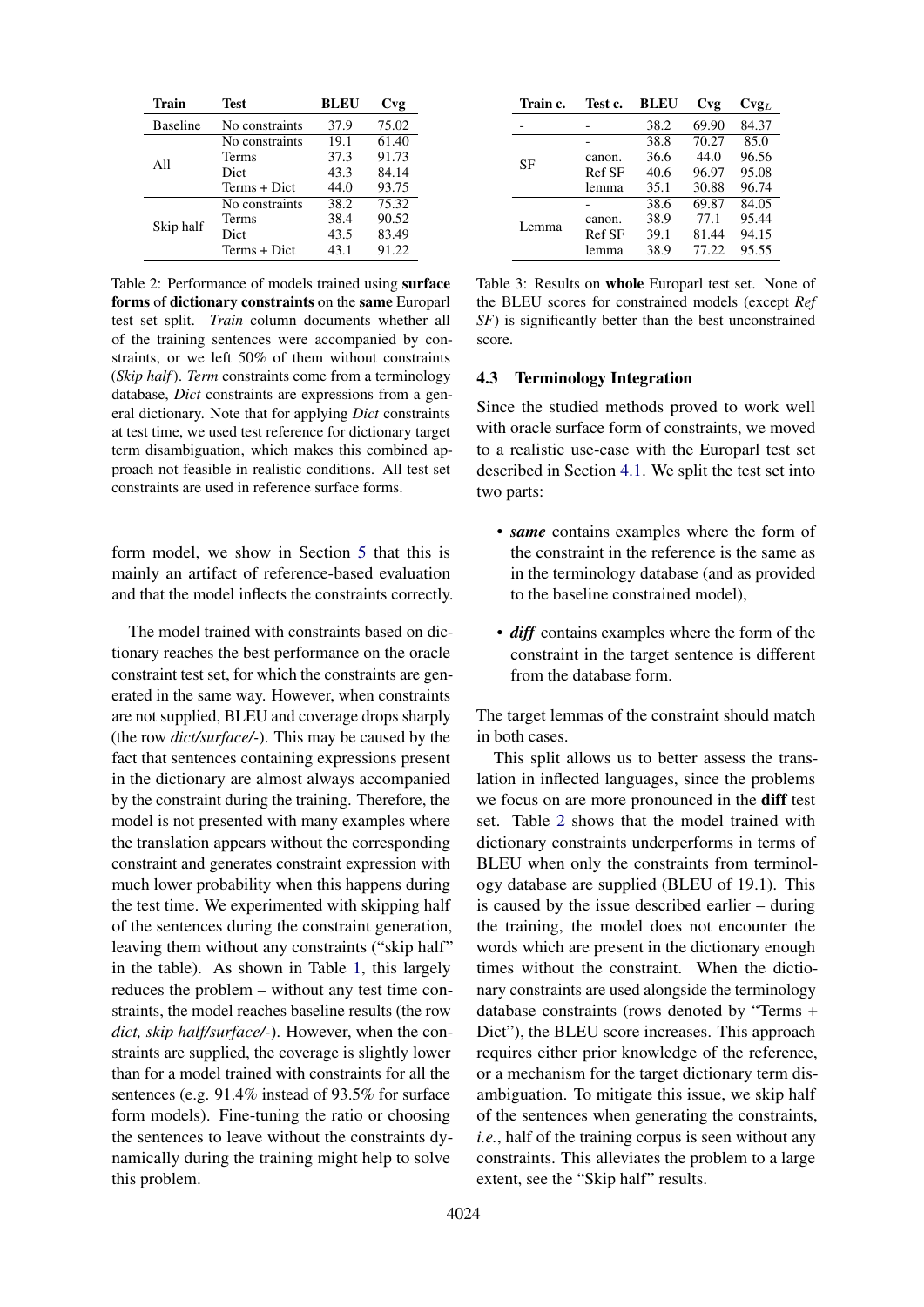| Train | Test | BLEU | Cvg |
|---|---|---|---|
| Baseline | No constraints | 37.9 | 75.02 |
| All | No constraints | 19.1 | 61.40 |
| | Terms | 37.3 | 91.73 |
| | Dict | 43.3 | 84.14 |
| | Terms + Dict | 44.0 | 93.75 |
| Skip half | No constraints | 38.2 | 75.32 |
| | Terms | 38.4 | 90.52 |
| | Dict | 43.5 | 83.49 |
| | Terms + Dict | 43.1 | 91.22 |

Table 2: Performance of models trained using **surface forms** of **dictionary constraints** on the **same** Europarl test set split. *Train* column documents whether all of the training sentences were accompanied by constraints, or we left 50% of them without constraints (*Skip half*). *Term* constraints come from a terminology database, *Dict* constraints are expressions from a general dictionary. Note that for applying *Dict* constraints at test time, we used test reference for dictionary target term disambiguation, which makes this combined approach not feasible in realistic conditions. All test set constraints are used in reference surface forms.

form model, we show in Section 5 that this is mainly an artifact of reference-based evaluation and that the model inflects the constraints correctly.

The model trained with constraints based on dictionary reaches the best performance on the oracle constraint test set, for which the constraints are generated in the same way. However, when constraints are not supplied, BLEU and coverage drops sharply (the row *dict/surface/-*). This may be caused by the fact that sentences containing expressions present in the dictionary are almost always accompanied by the constraint during the training. Therefore, the model is not presented with many examples where the translation appears without the corresponding constraint and generates constraint expression with much lower probability when this happens during the test time. We experimented with skipping half of the sentences during the constraint generation, leaving them without any constraints ("skip half" in the table). As shown in Table 1, this largely reduces the problem – without any test time constraints, the model reaches baseline results (the row *dict, skip half/surface/-*). However, when the constraints are supplied, the coverage is slightly lower than for a model trained with constraints for all the sentences (e.g. 91.4% instead of 93.5% for surface form models). Fine-tuning the ratio or choosing the sentences to leave without the constraints dynamically during the training might help to solve this problem.

| Train c. | Test c. | BLEU | Cvg | $\text{Cvg}_L$ |
|---|---|---|---|---|
| - | - | 38.2 | 69.90 | 84.37 |
| SF | - | 38.8 | 70.27 | 85.0 |
| | canon. | 36.6 | 44.0 | 96.56 |
| | Ref SF | 40.6 | 96.97 | 95.08 |
| | lemma | 35.1 | 30.88 | 96.74 |
| Lemma | - | 38.6 | 69.87 | 84.05 |
| | canon. | 38.9 | 77.1 | 95.44 |
| | Ref SF | 39.1 | 81.44 | 94.15 |
| | lemma | 38.9 | 77.22 | 95.55 |

Table 3: Results on **whole** Europarl test set. None of the BLEU scores for constrained models (except *Ref SF*) is significantly better than the best unconstrained score.

### 4.3 Terminology Integration

Since the studied methods proved to work well with oracle surface form of constraints, we moved to a realistic use-case with the Europarl test set described in Section 4.1. We split the test set into two parts:

- ***same*** contains examples where the form of the constraint in the reference is the same as in the terminology database (and as provided to the baseline constrained model),
- ***diff*** contains examples where the form of the constraint in the target sentence is different from the database form.

The target lemmas of the constraint should match in both cases.

This split allows us to better assess the translation in inflected languages, since the problems we focus on are more pronounced in the **diff** test set. Table 2 shows that the model trained with dictionary constraints underperforms in terms of BLEU when only the constraints from terminology database are supplied (BLEU of 19.1). This is caused by the issue described earlier – during the training, the model does not encounter the words which are present in the dictionary enough times without the constraint. When the dictionary constraints are used alongside the terminology database constraints (rows denoted by "Terms + Dict"), the BLEU score increases. This approach requires either prior knowledge of the reference, or a mechanism for the target dictionary term disambiguation. To mitigate this issue, we skip half of the sentences when generating the constraints, *i.e.*, half of the training corpus is seen without any constraints. This alleviates the problem to a large extent, see the "Skip half" results.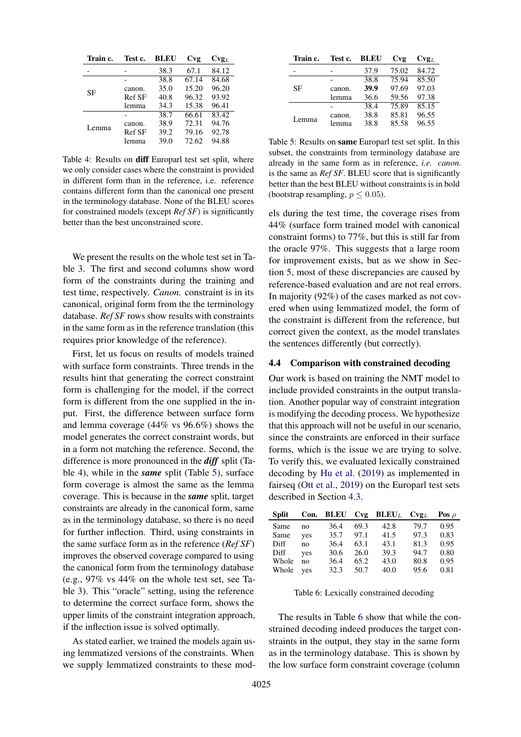| Train c. | Test c. | BLEU | Cvg | $\text{Cvg}_L$ |
|---|---|---|---|---|
| - | - | 38.3 | 67.1 | 84.12 |
| SF | - | 38.8 | 67.14 | 84.68 |
| | canon. | 35.0 | 15.20 | 96.20 |
| | Ref SF | 40.8 | 96.32 | 93.92 |
| | lemma | 34.3 | 15.38 | 96.41 |
| Lemma | - | 38.7 | 66.61 | 83.42 |
| | canon. | 38.9 | 72.31 | 94.76 |
| | Ref SF | 39.2 | 79.16 | 92.78 |
| | lemma | 39.0 | 72.62 | 94.88 |

Table 4: Results on **diff** Europarl test set split, where we only consider cases where the constraint is provided in different form than in the reference, i.e. reference contains different form than the canonical one present in the terminology database. None of the BLEU scores for constrained models (except *Ref SF*) is significantly better than the best unconstrained score.

We present the results on the whole test set in Table 3. The first and second columns show word form of the constraints during the training and test time, respectively. *Canon.* constraint is in its canonical, original form from the terminology database. *Ref SF* rows show results with constraints in the same form as in the reference translation (this requires prior knowledge of the reference).

First, let us focus on results of models trained with surface form constraints. Three trends in the results hint that generating the correct constraint form is challenging for the model, if the correct form is different from the one supplied in the input. First, the difference between surface form and lemma coverage (44% vs 96.6%) shows the model generates the correct constraint words, but in a form not matching the reference. Second, the difference is more pronounced in the ***diff*** split (Table 4), while in the ***same*** split (Table 5), surface form coverage is almost the same as the lemma coverage. This is because in the ***same*** split, target constraints are already in the canonical form, same as in the terminology database, so there is no need for further inflection. Third, using constraints in the same surface form as in the reference (*Ref SF*) improves the observed coverage compared to using the canonical form from the terminology database (e.g., 97% vs 44% on the whole test set, see Table 3). This "oracle" setting, using the reference to determine the correct surface form, shows the upper limits of the constraint integration approach, if the inflection issue is solved optimally.

As stated earlier, we trained the models again using lemmatized versions of the constraints. When we supply lemmatized constraints to these models during the test time, the coverage rises from 44% (surface form trained model with canonical constraint forms) to 77%, but this is still far from the oracle 97%. This suggests that a large room for improvement exists, but as we show in Section 5, most of these discrepancies are caused by reference-based evaluation and are not real errors. In majority (92%) of the cases marked as not covered when using lemmatized model, the form of the constraint is different from the reference, but correct given the context, as the model translates the sentences differently (but correctly).

| Train c. | Test c. | BLEU | Cvg | $\text{Cvg}_L$ |
|---|---|---|---|---|
| - | - | 37.9 | 75.02 | 84.72 |
| SF | - | 38.8 | 75.94 | 85.50 |
| | canon. | **39.9** | 97.69 | 97.03 |
| | lemma | 36.6 | 59.56 | 97.38 |
| Lemma | - | 38.4 | 75.89 | 85.15 |
| | canon. | 38.8 | 85.81 | 96.55 |
| | lemma | 38.8 | 85.58 | 96.55 |

Table 5: Results on **same** Europarl test set split. In this subset, the constraints from terminology database are already in the same form as in reference, *i.e. canon.* is the same as *Ref SF*. BLEU score that is significantly better than the best BLEU without constraints is in bold (bootstrap resampling, $p \leq 0.05$).

### 4.4 Comparison with constrained decoding

Our work is based on training the NMT model to include provided constraints in the output translation. Another popular way of constraint integration is modifying the decoding process. We hypothesize that this approach will not be useful in our scenario, since the constraints are enforced in their surface forms, which is the issue we are trying to solve. To verify this, we evaluated lexically constrained decoding by Hu et al. (2019) as implemented in fairseq (Ott et al., 2019) on the Europarl test sets described in Section 4.3.

| Split | Con. | BLEU | Cvg | $\text{BLEU}_L$ | $\text{Cvg}_L$ | Pos $\rho$ |
|---|---|---|---|---|---|---|
| Same | no | 36.4 | 69.3 | 42.8 | 79.7 | 0.95 |
| Same | yes | 35.7 | 97.1 | 41.5 | 97.3 | 0.83 |
| Diff | no | 36.4 | 63.1 | 43.1 | 81.3 | 0.95 |
| Diff | yes | 30.6 | 26.0 | 39.3 | 94.7 | 0.80 |
| Whole | no | 36.4 | 65.2 | 43.0 | 80.8 | 0.95 |
| Whole | yes | 32.3 | 50.7 | 40.0 | 95.6 | 0.81 |

Table 6: Lexically constrained decoding

The results in Table 6 show that while the constrained decoding indeed produces the target constraints in the output, they stay in the same form as in the terminology database. This is shown by the low surface form constraint coverage (column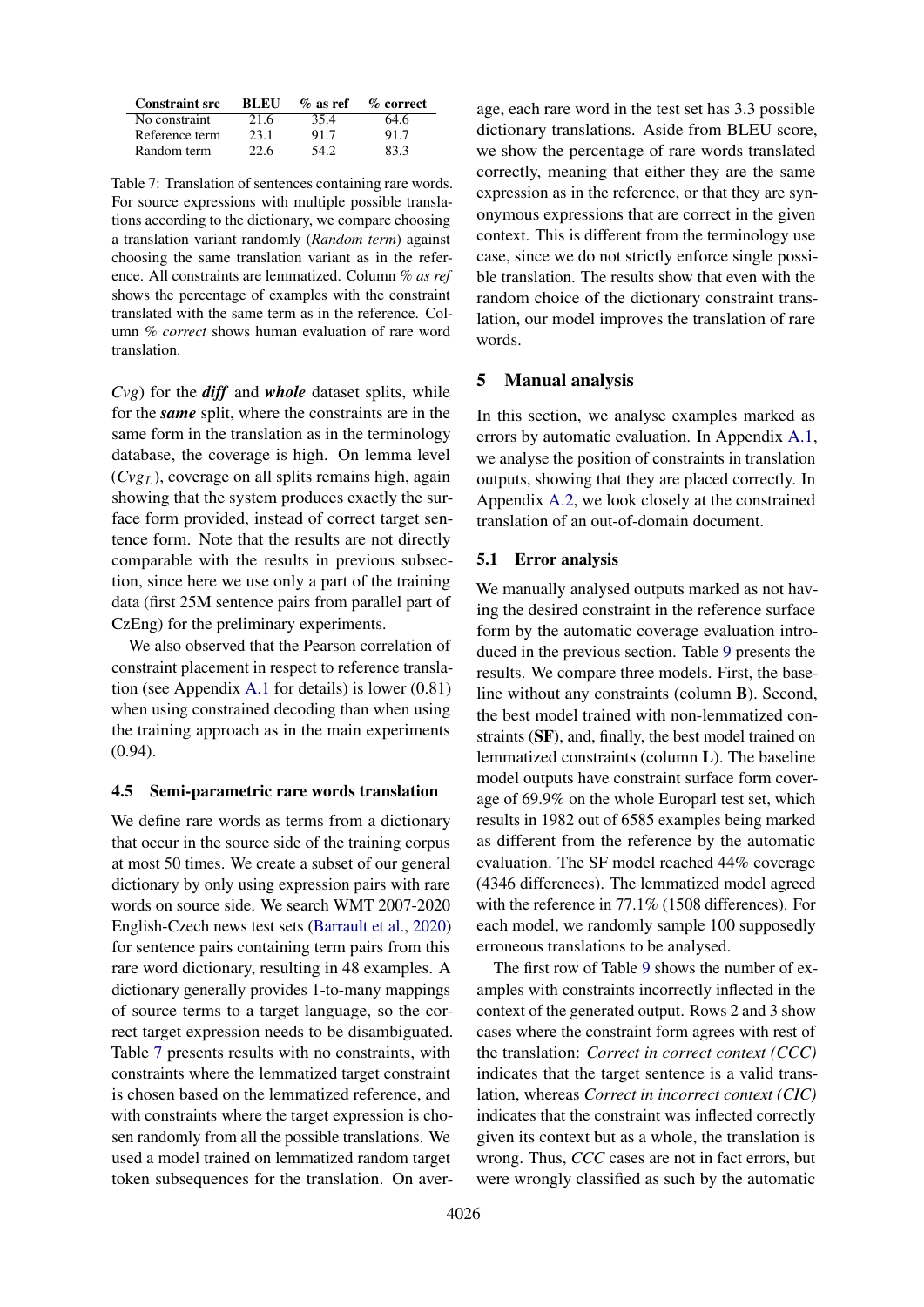| Constraint src | BLEU | % as ref | % correct |
|---|---|---|---|
| No constraint | 21.6 | 35.4 | 64.6 |
| Reference term | 23.1 | 91.7 | 91.7 |
| Random term | 22.6 | 54.2 | 83.3 |

Table 7: Translation of sentences containing rare words. For source expressions with multiple possible translations according to the dictionary, we compare choosing a translation variant randomly (*Random term*) against choosing the same translation variant as in the reference. All constraints are lemmatized. Column *% as ref* shows the percentage of examples with the constraint translated with the same term as in the reference. Column *% correct* shows human evaluation of rare word translation.

*Cvg*) for the ***diff*** and ***whole*** dataset splits, while for the ***same*** split, where the constraints are in the same form in the translation as in the terminology database, the coverage is high. On lemma level ($Cvg_L$), coverage on all splits remains high, again showing that the system produces exactly the surface form provided, instead of correct target sentence form. Note that the results are not directly comparable with the results in previous subsection, since here we use only a part of the training data (first 25M sentence pairs from parallel part of CzEng) for the preliminary experiments.

We also observed that the Pearson correlation of constraint placement in respect to reference translation (see Appendix A.1 for details) is lower (0.81) when using constrained decoding than when using the training approach as in the main experiments (0.94).

### 4.5 Semi-parametric rare words translation

We define rare words as terms from a dictionary that occur in the source side of the training corpus at most 50 times. We create a subset of our general dictionary by only using expression pairs with rare words on source side. We search WMT 2007-2020 English-Czech news test sets (Barrault et al., 2020) for sentence pairs containing term pairs from this rare word dictionary, resulting in 48 examples. A dictionary generally provides 1-to-many mappings of source terms to a target language, so the correct target expression needs to be disambiguated. Table 7 presents results with no constraints, with constraints where the lemmatized target constraint is chosen based on the lemmatized reference, and with constraints where the target expression is chosen randomly from all the possible translations. We used a model trained on lemmatized random target token subsequences for the translation. On average, each rare word in the test set has 3.3 possible dictionary translations. Aside from BLEU score, we show the percentage of rare words translated correctly, meaning that either they are the same expression as in the reference, or that they are synonymous expressions that are correct in the given context. This is different from the terminology use case, since we do not strictly enforce single possible translation. The results show that even with the random choice of the dictionary constraint translation, our model improves the translation of rare words.

## 5 Manual analysis

In this section, we analyse examples marked as errors by automatic evaluation. In Appendix A.1, we analyse the position of constraints in translation outputs, showing that they are placed correctly. In Appendix A.2, we look closely at the constrained translation of an out-of-domain document.

### 5.1 Error analysis

We manually analysed outputs marked as not having the desired constraint in the reference surface form by the automatic coverage evaluation introduced in the previous section. Table 9 presents the results. We compare three models. First, the baseline without any constraints (column **B**). Second, the best model trained with non-lemmatized constraints (**SF**), and, finally, the best model trained on lemmatized constraints (column **L**). The baseline model outputs have constraint surface form coverage of 69.9% on the whole Europarl test set, which results in 1982 out of 6585 examples being marked as different from the reference by the automatic evaluation. The SF model reached 44% coverage (4346 differences). The lemmatized model agreed with the reference in 77.1% (1508 differences). For each model, we randomly sample 100 supposedly erroneous translations to be analysed.

The first row of Table 9 shows the number of examples with constraints incorrectly inflected in the context of the generated output. Rows 2 and 3 show cases where the constraint form agrees with rest of the translation. *Correct in correct context (CCC)* indicates that the target sentence is a valid translation, whereas *Correct in incorrect context (CIC)* indicates that the constraint was inflected correctly given its context but as a whole, the translation is wrong. Thus, *CCC* cases are not in fact errors, but were wrongly classified as such by the automatic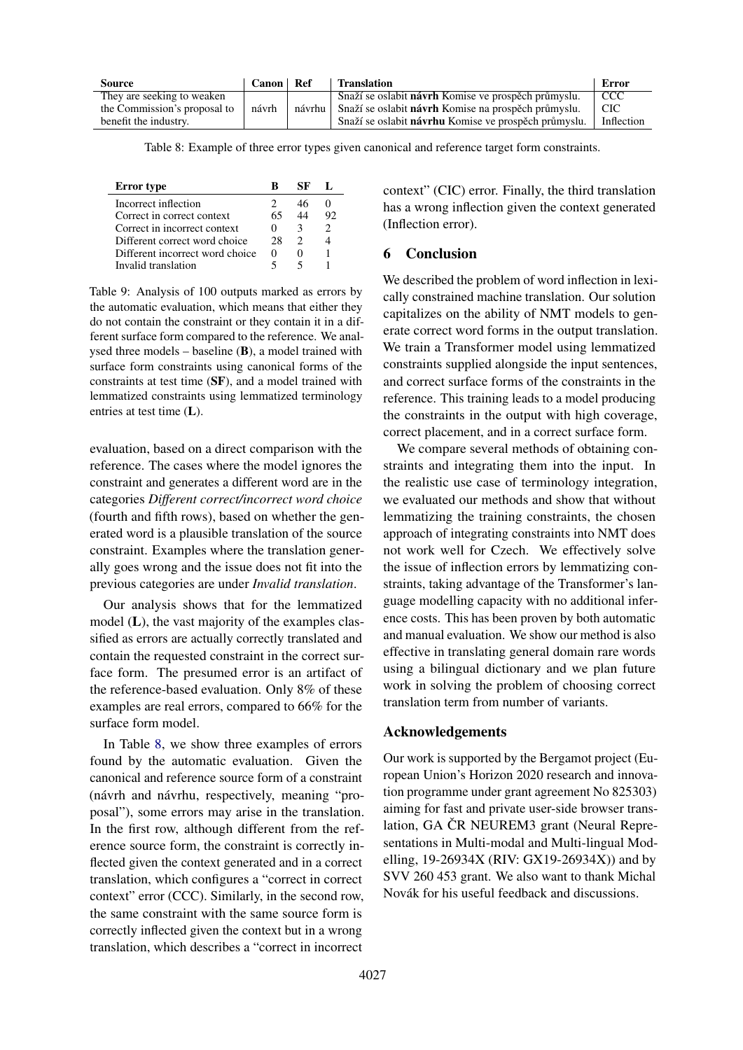| Source | Canon | Ref | Translation | Error |
|---|---|---|---|---|
| They are seeking to weaken the Commission's proposal to benefit the industry. | návrh | návrhu | Snaží se oslabit **návrh** Komise ve prospěch průmyslu. | CCC |
| | | | Snaží se oslabit **návrh** Komise na prospěch průmyslu. | CIC |
| | | | Snaží se oslabit **návrhu** Komise ve prospěch průmyslu. | Inflection |

Table 8: Example of three error types given canonical and reference target form constraints.

| Error type | B | SF | L |
|---|---|---|---|
| Incorrect inflection | 2 | 46 | 0 |
| Correct in correct context | 65 | 44 | 92 |
| Correct in incorrect context | 0 | 3 | 2 |
| Different correct word choice | 28 | 2 | 4 |
| Different incorrect word choice | 0 | 0 | 1 |
| Invalid translation | 5 | 5 | 1 |

Table 9: Analysis of 100 outputs marked as errors by the automatic evaluation, which means that either they do not contain the constraint or they contain it in a different surface form compared to the reference. We analysed three models – baseline (**B**), a model trained with surface form constraints using canonical forms of the constraints at test time (**SF**), and a model trained with lemmatized constraints using lemmatized terminology entries at test time (**L**).

evaluation, based on a direct comparison with the reference. The cases where the model ignores the constraint and generates a different word are in the categories *Different correct/incorrect word choice* (fourth and fifth rows), based on whether the generated word is a plausible translation of the source constraint. Examples where the translation generally goes wrong and the issue does not fit into the previous categories are under *Invalid translation*.

Our analysis shows that for the lemmatized model (**L**), the vast majority of the examples classified as errors are actually correctly translated and contain the requested constraint in the correct surface form. The presumed error is an artifact of the reference-based evaluation. Only 8% of these examples are real errors, compared to 66% for the surface form model.

In Table 8, we show three examples of errors found by the automatic evaluation. Given the canonical and reference source form of a constraint (návrh and návrhu, respectively, meaning "proposal"), some errors may arise in the translation. In the first row, although different from the reference source form, the constraint is correctly inflected given the context generated and in a correct translation, which configures a "correct in correct context" error (CCC). Similarly, in the second row, the same constraint with the same source form is correctly inflected given the context but in a wrong translation, which describes a "correct in incorrect context" (CIC) error. Finally, the third translation has a wrong inflection given the context generated (Inflection error).

## 6 Conclusion

We described the problem of word inflection in lexically constrained machine translation. Our solution capitalizes on the ability of NMT models to generate correct word forms in the output translation. We train a Transformer model using lemmatized constraints supplied alongside the input sentences, and correct surface forms of the constraints in the reference. This training leads to a model producing the constraints in the output with high coverage, correct placement, and in a correct surface form.

We compare several methods of obtaining constraints and integrating them into the input. In the realistic use case of terminology integration, we evaluated our methods and show that without lemmatizing the training constraints, the chosen approach of integrating constraints into NMT does not work well for Czech. We effectively solve the issue of inflection errors by lemmatizing constraints, taking advantage of the Transformer's language modelling capacity with no additional inference costs. This has been proven by both automatic and manual evaluation. We show our method is also effective in translating general domain rare words using a bilingual dictionary and we plan future work in solving the problem of choosing correct translation term from number of variants.

## Acknowledgements

Our work is supported by the Bergamot project (European Union's Horizon 2020 research and innovation programme under grant agreement No 825303) aiming for fast and private user-side browser translation, GA ČR NEUREM3 grant (Neural Representations in Multi-modal and Multi-lingual Modelling, 19-26934X (RIV: GX19-26934X)) and by SVV 260 453 grant. We also want to thank Michal Novák for his useful feedback and discussions.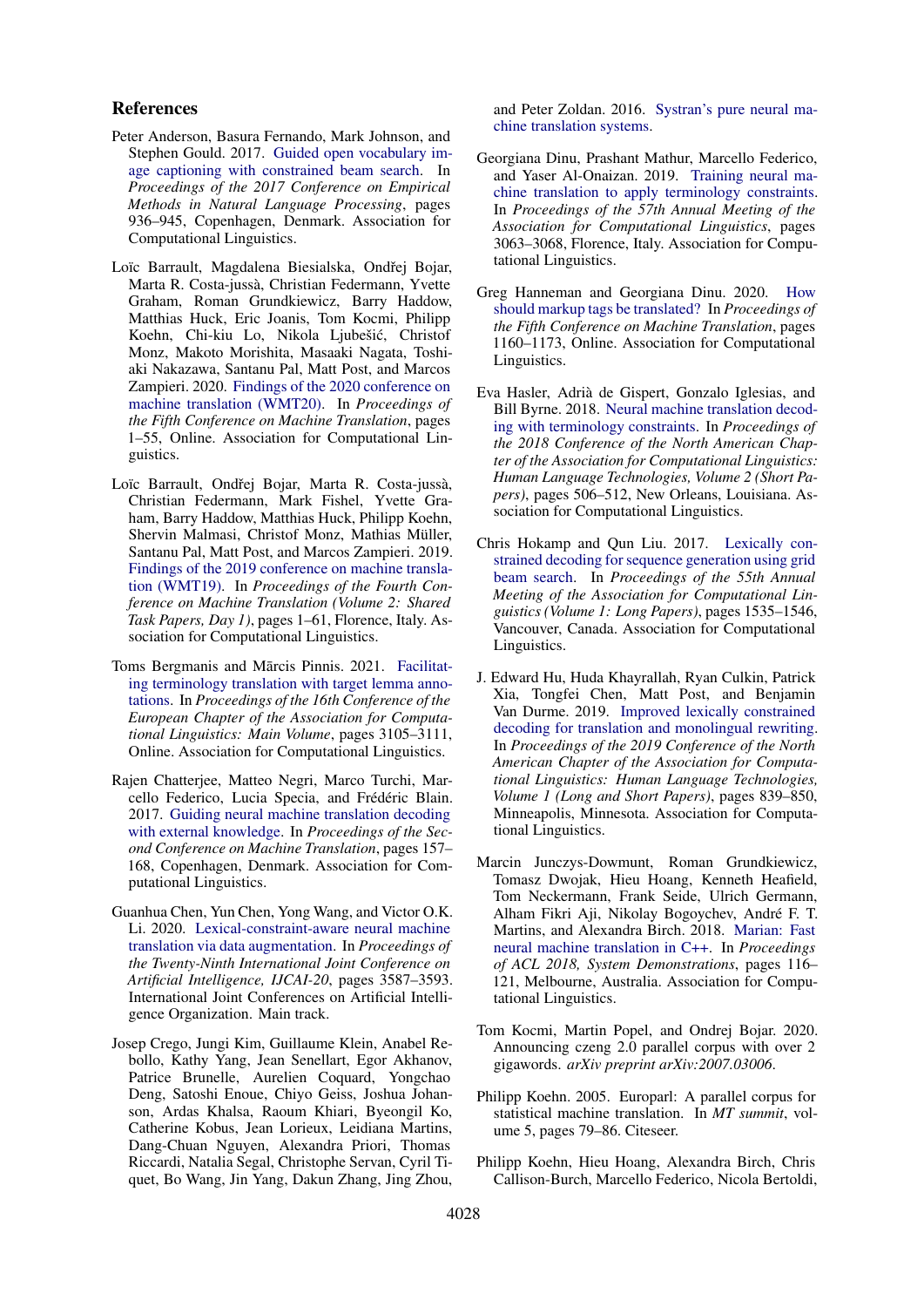## References

Peter Anderson, Basura Fernando, Mark Johnson, and Stephen Gould. 2017. Guided open vocabulary image captioning with constrained beam search. In *Proceedings of the 2017 Conference on Empirical Methods in Natural Language Processing*, pages 936–945, Copenhagen, Denmark. Association for Computational Linguistics.

Loïc Barrault, Magdalena Biesialska, Ondřej Bojar, Marta R. Costa-jussà, Christian Federmann, Yvette Graham, Roman Grundkiewicz, Barry Haddow, Matthias Huck, Eric Joanis, Tom Kocmi, Philipp Koehn, Chi-kiu Lo, Nikola Ljubešić, Christof Monz, Makoto Morishita, Masaaki Nagata, Toshiaki Nakazawa, Santanu Pal, Matt Post, and Marcos Zampieri. 2020. Findings of the 2020 conference on machine translation (WMT20). In *Proceedings of the Fifth Conference on Machine Translation*, pages 1–55, Online. Association for Computational Linguistics.

Loïc Barrault, Ondřej Bojar, Marta R. Costa-jussà, Christian Federmann, Mark Fishel, Yvette Graham, Barry Haddow, Matthias Huck, Philipp Koehn, Shervin Malmasi, Christof Monz, Mathias Müller, Santanu Pal, Matt Post, and Marcos Zampieri. 2019. Findings of the 2019 conference on machine translation (WMT19). In *Proceedings of the Fourth Conference on Machine Translation (Volume 2: Shared Task Papers, Day 1)*, pages 1–61, Florence, Italy. Association for Computational Linguistics.

Toms Bergmanis and Mārcis Pinnis. 2021. Facilitating terminology translation with target lemma annotations. In *Proceedings of the 16th Conference of the European Chapter of the Association for Computational Linguistics: Main Volume*, pages 3105–3111, Online. Association for Computational Linguistics.

Rajen Chatterjee, Matteo Negri, Marco Turchi, Marcello Federico, Lucia Specia, and Frédéric Blain. 2017. Guiding neural machine translation decoding with external knowledge. In *Proceedings of the Second Conference on Machine Translation*, pages 157–168, Copenhagen, Denmark. Association for Computational Linguistics.

Guanhua Chen, Yun Chen, Yong Wang, and Victor O.K. Li. 2020. Lexical-constraint-aware neural machine translation via data augmentation. In *Proceedings of the Twenty-Ninth International Joint Conference on Artificial Intelligence, IJCAI-20*, pages 3587–3593. International Joint Conferences on Artificial Intelligence Organization. Main track.

Josep Crego, Jungi Kim, Guillaume Klein, Anabel Rebollo, Kathy Yang, Jean Senellart, Egor Akhanov, Patrice Brunelle, Aurelien Coquard, Yongchao Deng, Satoshi Enoue, Chiyo Geiss, Joshua Johanson, Ardas Khalsa, Raoum Khiari, Byeongil Ko, Catherine Kobus, Jean Lorieux, Leidiana Martins, Dang-Chuan Nguyen, Alexandra Priori, Thomas Riccardi, Natalia Segal, Christophe Servan, Cyril Tiquet, Bo Wang, Jin Yang, Dakun Zhang, Jing Zhou, and Peter Zoldan. 2016. Systran's pure neural machine translation systems.

Georgiana Dinu, Prashant Mathur, Marcello Federico, and Yaser Al-Onaizan. 2019. Training neural machine translation to apply terminology constraints. In *Proceedings of the 57th Annual Meeting of the Association for Computational Linguistics*, pages 3063–3068, Florence, Italy. Association for Computational Linguistics.

Greg Hanneman and Georgiana Dinu. 2020. How should markup tags be translated? In *Proceedings of the Fifth Conference on Machine Translation*, pages 1160–1173, Online. Association for Computational Linguistics.

Eva Hasler, Adrià de Gispert, Gonzalo Iglesias, and Bill Byrne. 2018. Neural machine translation decoding with terminology constraints. In *Proceedings of the 2018 Conference of the North American Chapter of the Association for Computational Linguistics: Human Language Technologies, Volume 2 (Short Papers)*, pages 506–512, New Orleans, Louisiana. Association for Computational Linguistics.

Chris Hokamp and Qun Liu. 2017. Lexically constrained decoding for sequence generation using grid beam search. In *Proceedings of the 55th Annual Meeting of the Association for Computational Linguistics (Volume 1: Long Papers)*, pages 1535–1546, Vancouver, Canada. Association for Computational Linguistics.

J. Edward Hu, Huda Khayrallah, Ryan Culkin, Patrick Xia, Tongfei Chen, Matt Post, and Benjamin Van Durme. 2019. Improved lexically constrained decoding for translation and monolingual rewriting. In *Proceedings of the 2019 Conference of the North American Chapter of the Association for Computational Linguistics: Human Language Technologies, Volume 1 (Long and Short Papers)*, pages 839–850, Minneapolis, Minnesota. Association for Computational Linguistics.

Marcin Junczys-Dowmunt, Roman Grundkiewicz, Tomasz Dwojak, Hieu Hoang, Kenneth Heafield, Tom Neckermann, Frank Seide, Ulrich Germann, Alham Fikri Aji, Nikolay Bogoychev, André F. T. Martins, and Alexandra Birch. 2018. Marian: Fast neural machine translation in C++. In *Proceedings of ACL 2018, System Demonstrations*, pages 116–121, Melbourne, Australia. Association for Computational Linguistics.

Tom Kocmi, Martin Popel, and Ondrej Bojar. 2020. Announcing czeng 2.0 parallel corpus with over 2 gigawords. *arXiv preprint arXiv:2007.03006*.

Philipp Koehn. 2005. Europarl: A parallel corpus for statistical machine translation. In *MT summit*, volume 5, pages 79–86. Citeseer.

Philipp Koehn, Hieu Hoang, Alexandra Birch, Chris Callison-Burch, Marcello Federico, Nicola Bertoldi,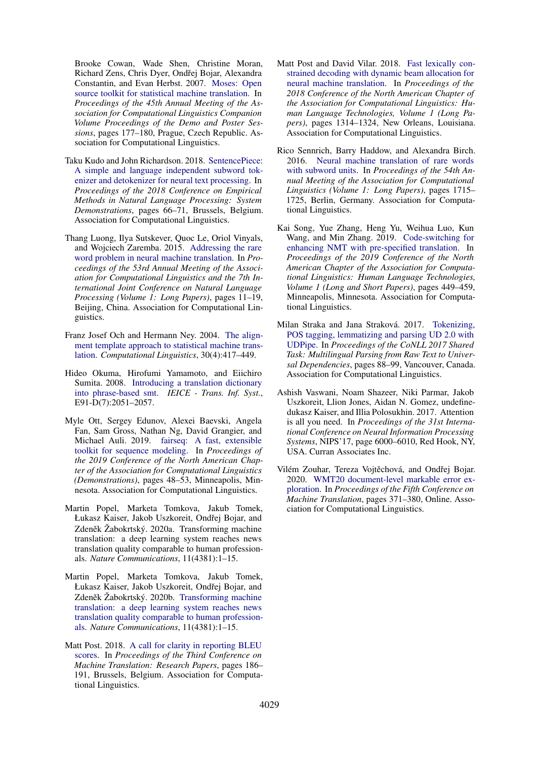Brooke Cowan, Wade Shen, Christine Moran, Richard Zens, Chris Dyer, Ondřej Bojar, Alexandra Constantin, and Evan Herbst. 2007. Moses: Open source toolkit for statistical machine translation. In *Proceedings of the 45th Annual Meeting of the Association for Computational Linguistics Companion Volume Proceedings of the Demo and Poster Sessions*, pages 177–180, Prague, Czech Republic. Association for Computational Linguistics.

Taku Kudo and John Richardson. 2018. SentencePiece: A simple and language independent subword tokenizer and detokenizer for neural text processing. In *Proceedings of the 2018 Conference on Empirical Methods in Natural Language Processing: System Demonstrations*, pages 66–71, Brussels, Belgium. Association for Computational Linguistics.

Thang Luong, Ilya Sutskever, Quoc Le, Oriol Vinyals, and Wojciech Zaremba. 2015. Addressing the rare word problem in neural machine translation. In *Proceedings of the 53rd Annual Meeting of the Association for Computational Linguistics and the 7th International Joint Conference on Natural Language Processing (Volume 1: Long Papers)*, pages 11–19, Beijing, China. Association for Computational Linguistics.

Franz Josef Och and Hermann Ney. 2004. The alignment template approach to statistical machine translation. *Computational Linguistics*, 30(4):417–449.

Hideo Okuma, Hirofumi Yamamoto, and Eiichiro Sumita. 2008. Introducing a translation dictionary into phrase-based smt. *IEICE - Trans. Inf. Syst.*, E91-D(7):2051–2057.

Myle Ott, Sergey Edunov, Alexei Baevski, Angela Fan, Sam Gross, Nathan Ng, David Grangier, and Michael Auli. 2019. fairseq: A fast, extensible toolkit for sequence modeling. In *Proceedings of the 2019 Conference of the North American Chapter of the Association for Computational Linguistics (Demonstrations)*, pages 48–53, Minneapolis, Minnesota. Association for Computational Linguistics.

Martin Popel, Marketa Tomkova, Jakub Tomek, Łukasz Kaiser, Jakob Uszkoreit, Ondřej Bojar, and Zdeněk Žabokrtský. 2020a. Transforming machine translation: a deep learning system reaches news translation quality comparable to human professionals. *Nature Communications*, 11(4381):1–15.

Martin Popel, Marketa Tomkova, Jakub Tomek, Łukasz Kaiser, Jakob Uszkoreit, Ondřej Bojar, and Zdeněk Žabokrtský. 2020b. Transforming machine translation: a deep learning system reaches news translation quality comparable to human professionals. *Nature Communications*, 11(4381):1–15.

Matt Post. 2018. A call for clarity in reporting BLEU scores. In *Proceedings of the Third Conference on Machine Translation: Research Papers*, pages 186–191, Brussels, Belgium. Association for Computational Linguistics.

Matt Post and David Vilar. 2018. Fast lexically constrained decoding with dynamic beam allocation for neural machine translation. In *Proceedings of the 2018 Conference of the North American Chapter of the Association for Computational Linguistics: Human Language Technologies, Volume 1 (Long Papers)*, pages 1314–1324, New Orleans, Louisiana. Association for Computational Linguistics.

Rico Sennrich, Barry Haddow, and Alexandra Birch. 2016. Neural machine translation of rare words with subword units. In *Proceedings of the 54th Annual Meeting of the Association for Computational Linguistics (Volume 1: Long Papers)*, pages 1715–1725, Berlin, Germany. Association for Computational Linguistics.

Kai Song, Yue Zhang, Heng Yu, Weihua Luo, Kun Wang, and Min Zhang. 2019. Code-switching for enhancing NMT with pre-specified translation. In *Proceedings of the 2019 Conference of the North American Chapter of the Association for Computational Linguistics: Human Language Technologies, Volume 1 (Long and Short Papers)*, pages 449–459, Minneapolis, Minnesota. Association for Computational Linguistics.

Milan Straka and Jana Straková. 2017. Tokenizing, POS tagging, lemmatizing and parsing UD 2.0 with UDPipe. In *Proceedings of the CoNLL 2017 Shared Task: Multilingual Parsing from Raw Text to Universal Dependencies*, pages 88–99, Vancouver, Canada. Association for Computational Linguistics.

Ashish Vaswani, Noam Shazeer, Niki Parmar, Jakob Uszkoreit, Llion Jones, Aidan N. Gomez, undefinedukasz Kaiser, and Illia Polosukhin. 2017. Attention is all you need. In *Proceedings of the 31st International Conference on Neural Information Processing Systems*, NIPS'17, page 6000–6010, Red Hook, NY, USA. Curran Associates Inc.

Vilém Zouhar, Tereza Vojtěchová, and Ondřej Bojar. 2020. WMT20 document-level markable error exploration. In *Proceedings of the Fifth Conference on Machine Translation*, pages 371–380, Online. Association for Computational Linguistics.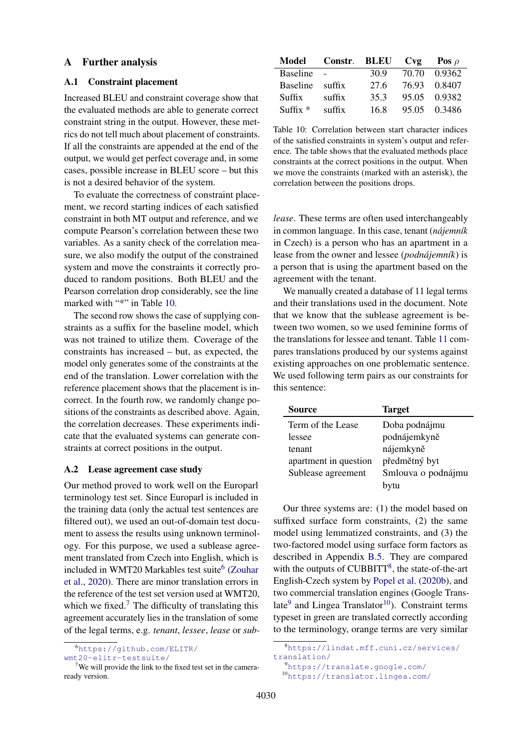# A Further analysis

## A.1 Constraint placement

Increased BLEU and constraint coverage show that the evaluated methods are able to generate correct constraint string in the output. However, these metrics do not tell much about placement of constraints. If all the constraints are appended at the end of the output, we would get perfect coverage and, in some cases, possible increase in BLEU score – but this is not a desired behavior of the system.

To evaluate the correctness of constraint placement, we record starting indices of each satisfied constraint in both MT output and reference, and we compute Pearson's correlation between these two variables. As a sanity check of the correlation measure, we also modify the output of the constrained system and move the constraints it correctly produced to random positions. Both BLEU and the Pearson correlation drop considerably, see the line marked with "*" in Table 10.

The second row shows the case of supplying constraints as a suffix for the baseline model, which was not trained to utilize them. Coverage of the constraints has increased – but, as expected, the model only generates some of the constraints at the end of the translation. Lower correlation with the reference placement shows that the placement is incorrect. In the fourth row, we randomly change positions of the constraints as described above. Again, the correlation decreases. These experiments indicate that the evaluated systems can generate constraints at correct positions in the output.

| Model | Constr. | BLEU | Cvg | Pos $\rho$ |
|---|---|---|---|---|
| Baseline | - | 30.9 | 70.70 | 0.9362 |
| Baseline | suffix | 27.6 | 76.93 | 0.8407 |
| Suffix | suffix | 35.3 | 95.05 | 0.9382 |
| Suffix * | suffix | 16.8 | 95.05 | 0.3486 |

Table 10: Correlation between start character indices of the satisfied constraints in system's output and reference. The table shows that the evaluated methods place constraints at the correct positions in the output. When we move the constraints (marked with an asterisk), the correlation between the positions drops.

## A.2 Lease agreement case study

Our method proved to work well on the Europarl terminology test set. Since Europarl is included in the training data (only the actual test sentences are filtered out), we used an out-of-domain test document to assess the results using unknown terminology. For this purpose, we used a sublease agreement translated from Czech into English, which is included in WMT20 Markables test suite[6] (Zouhar et al., 2020). There are minor translation errors in the reference of the test set version used at WMT20, which we fixed.[7] The difficulty of translating this agreement accurately lies in the translation of some of the legal terms, e.g. *tenant*, *lessee*, *lease* or *sublease*. These terms are often used interchangeably in common language. In this case, tenant (*nájemník* in Czech) is a person who has an apartment in a lease from the owner and lessee (*podnájemník*) is a person that is using the apartment based on the agreement with the tenant.

We manually created a database of 11 legal terms and their translations used in the document. Note that we know that the sublease agreement is between two women, so we used feminine forms of the translations for lessee and tenant. Table 11 compares translations produced by our systems against existing approaches on one problematic sentence. We used following term pairs as our constraints for this sentence:

| Source | Target |
|---|---|
| Term of the Lease | Doba podnájmu |
| lessee | podnájemkyně |
| tenant | nájemkyně |
| apartment in question | předmětný byt |
| Sublease agreement | Smlouva o podnájmu bytu |

Our three systems are: (1) the model based on suffixed surface form constraints, (2) the same model using lemmatized constraints, and (3) the two-factored model using surface form factors as described in Appendix B.5. They are compared with the outputs of CUBBITT[8], the state-of-the-art English-Czech system by Popel et al. (2020b), and two commercial translation engines (Google Translate[9] and Lingea Translator[10]). Constraint terms typeset in green are translated correctly according to the terminology, orange terms are very similar

[6] https://github.com/ELITR/wmt20-elitr-testsuite/

[7] We will provide the link to the fixed test set in the camera-ready version.

[8] https://lindat.mff.cuni.cz/services/translation/

[9] https://translate.google.com/

[10] https://translator.lingea.com/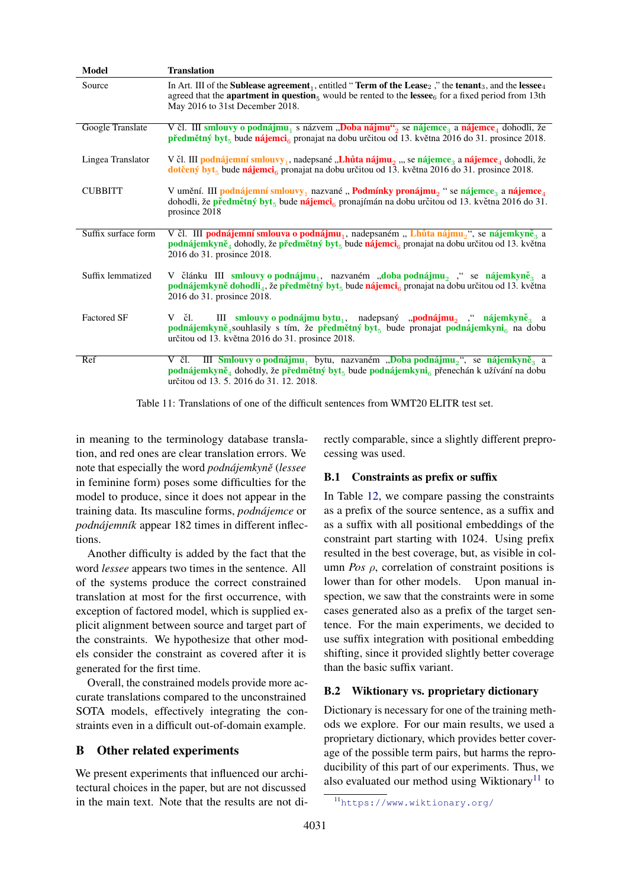| Model | Translation |
|---|---|
| Source | In Art. III of the **Sublease agreement**$_1$, entitled " **Term of the Lease**$_2$ ," the **tenant**$_3$, and the **lessee**$_4$ agreed that the **apartment in question**$_5$ would be rented to the **lessee**$_6$ for a fixed period from 13th May 2016 to 31st December 2018. |
| Google Translate | V čl. III **smlouvy o podnájmu**$_1$ s názvem „**Doba nájmu**“$_2$ se **nájemce**$_3$ a **nájemce**$_4$ dohodli, že **předmětný byt**$_5$ bude **nájemci**$_6$ pronajat na dobu určitou od 13. května 2016 do 31. prosince 2018. |
| Lingea Translator | V čl. III **podnájemní smlouvy**$_1$, nadepsané „**Lhůta nájmu**$_2$ „„ se **nájemce**$_3$ a **nájemce**$_4$ dohodli, že **dotčený byt**$_5$ bude **nájemci**$_6$ pronajat na dobu určitou od 13. května 2016 do 31. prosince 2018. |
| CUBBITT | V umění. III **podnájemní smlouvy**$_1$ nazvané „ **Podmínky pronájmu**$_2$ “ se **nájemce**$_3$ a **nájemce**$_4$ dohodli, že **předmětný byt**$_5$ bude **nájemci**$_6$ pronajímán na dobu určitou od 13. května 2016 do 31. prosince 2018 |
| Suffix surface form | V čl. III **podnájemní smlouva o podnájmu**$_1$, nadepsaném „ **Lhůta nájmu**$_2$“, se **nájemkyně**$_3$ a **podnájemkyně**$_4$ dohodly, že **předmětný byt**$_5$ bude **nájemci**$_6$ pronajat na dobu určitou od 13. května 2016 do 31. prosince 2018. |
| Suffix lemmatized | V článku III **smlouvy o podnájmu**$_1$, nazvaném „**doba podnájmu**$_2$ ,“ se **nájemkyně**$_3$ a **podnájemkyně dohodli**$_4$, že **předmětný byt**$_5$ bude **nájemci**$_6$ pronajat na dobu určitou od 13. května 2016 do 31. prosince 2018. |
| Factored SF | V čl. III **smlouvy o podnájmu bytu**$_1$, nadepsaný „**podnájmu**$_2$ ,“ **nájemkyně**$_3$ a **podnájemkyně**$_4$souhlasily s tím, že **předmětný byt**$_5$ bude pronajat **podnájemkyni**$_6$ na dobu určitou od 13. května 2016 do 31. prosince 2018. |
| Ref | V čl. III **Smlouvy o podnájmu**$_1$ bytu, nazvaném „**Doba podnájmu**$_2$“, se **nájemkyně**$_3$ a **podnájemkyně**$_4$ dohodly, že **předmětný byt**$_5$ bude **podnájemkyni**$_6$ přenechán k užívání na dobu určitou od 13. 5. 2016 do 31. 12. 2018. |

Table 11: Translations of one of the difficult sentences from WMT20 ELITR test set.

in meaning to the terminology database translation, and red ones are clear translation errors. We note that especially the word *podnájemkyně* (*lessee* in feminine form) poses some difficulties for the model to produce, since it does not appear in the training data. Its masculine forms, *podnájemce* or *podnájemník* appear 182 times in different inflections.

Another difficulty is added by the fact that the word *lessee* appears two times in the sentence. All of the systems produce the correct constrained translation at most for the first occurrence, with exception of factored model, which is supplied explicit alignment between source and target part of the constraints. We hypothesize that other models consider the constraint as covered after it is generated for the first time.

Overall, the constrained models provide more accurate translations compared to the unconstrained SOTA models, effectively integrating the constraints even in a difficult out-of-domain example.

# B Other related experiments

We present experiments that influenced our architectural choices in the paper, but are not discussed in the main text. Note that the results are not directly comparable, since a slightly different preprocessing was used.

## B.1 Constraints as prefix or suffix

In Table 12, we compare passing the constraints as a prefix of the source sentence, as a suffix and as a suffix with all positional embeddings of the constraint part starting with 1024. Using prefix resulted in the best coverage, but, as visible in column *Pos* $\rho$, correlation of constraint positions is lower than for other models. Upon manual inspection, we saw that the constraints were in some cases generated also as a prefix of the target sentence. For the main experiments, we decided to use suffix integration with positional embedding shifting, since it provided slightly better coverage than the basic suffix variant.

## B.2 Wiktionary vs. proprietary dictionary

Dictionary is necessary for one of the training methods we explore. For our main results, we used a proprietary dictionary, which provides better coverage of the possible term pairs, but harms the reproducibility of this part of our experiments. Thus, we also evaluated our method using Wiktionary[11] to

[11] https://www.wiktionary.org/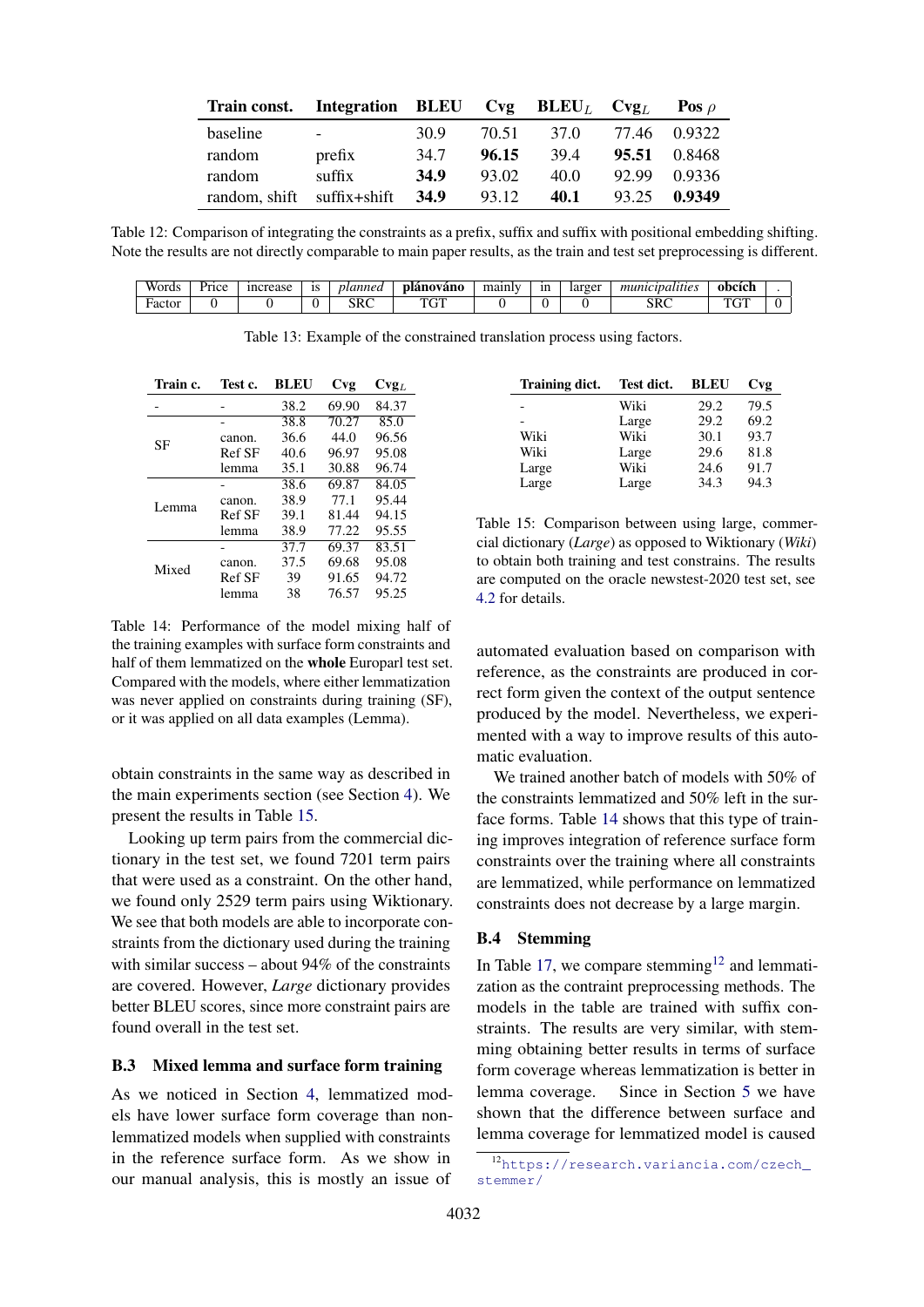| Train const. | Integration | BLEU | Cvg | $\text{BLEU}_L$ | $\text{Cvg}_L$ | Pos $\rho$ |
|---|---|---|---|---|---|---|
| baseline | - | 30.9 | 70.51 | 37.0 | 77.46 | 0.9322 |
| random | prefix | 34.7 | **96.15** | 39.4 | **95.51** | 0.8468 |
| random | suffix | **34.9** | 93.02 | 40.0 | 92.99 | 0.9336 |
| random, shift | suffix+shift | **34.9** | 93.12 | **40.1** | 93.25 | **0.9349** |

Table 12: Comparison of integrating the constraints as a prefix, suffix and suffix with positional embedding shifting. Note the results are not directly comparable to main paper results, as the train and test set preprocessing is different.

| Words | Price | increase | is | *planned* | **plánováno** | mainly | in | larger | *municipalities* | **obcích** | . |
|---|---|---|---|---|---|---|---|---|---|---|---|
| Factor | 0 | 0 | 0 | SRC | TGT | 0 | 0 | 0 | SRC | TGT | 0 |

Table 13: Example of the constrained translation process using factors.

| Train c. | Test c. | BLEU | Cvg | $\text{Cvg}_L$ |
|---|---|---|---|---|
| - | - | 38.2 | 69.90 | 84.37 |
| SF | - | 38.8 | 70.27 | 85.0 |
| | canon. | 36.6 | 44.0 | 96.56 |
| | Ref SF | 40.6 | 96.97 | 95.08 |
| | lemma | 35.1 | 30.88 | 96.74 |
| Lemma | - | 38.6 | 69.87 | 84.05 |
| | canon. | 38.9 | 77.1 | 95.44 |
| | Ref SF | 39.1 | 81.44 | 94.15 |
| | lemma | 38.9 | 77.22 | 95.55 |
| Mixed | - | 37.7 | 69.37 | 83.51 |
| | canon. | 37.5 | 69.68 | 95.08 |
| | Ref SF | 39 | 91.65 | 94.72 |
| | lemma | 38 | 76.57 | 95.25 |

Table 14: Performance of the model mixing half of the training examples with surface form constraints and half of them lemmatized on the **whole** Europarl test set. Compared with the models, where either lemmatization was never applied on constraints during training (SF), or it was applied on all data examples (Lemma).

obtain constraints in the same way as described in the main experiments section (see Section 4). We present the results in Table 15.

Looking up term pairs from the commercial dictionary in the test set, we found 7201 term pairs that were used as a constraint. On the other hand, we found only 2529 term pairs using Wiktionary. We see that both models are able to incorporate constraints from the dictionary used during the training with similar success – about 94% of the constraints are covered. However, *Large* dictionary provides better BLEU scores, since more constraint pairs are found overall in the test set.

### B.3 Mixed lemma and surface form training

As we noticed in Section 4, lemmatized models have lower surface form coverage than non-lemmatized models when supplied with constraints in the reference surface form. As we show in our manual analysis, this is mostly an issue of

| Training dict. | Test dict. | BLEU | Cvg |
|---|---|---|---|
| - | Wiki | 29.2 | 79.5 |
| - | Large | 29.2 | 69.2 |
| Wiki | Wiki | 30.1 | 93.7 |
| Wiki | Large | 29.6 | 81.8 |
| Large | Wiki | 24.6 | 91.7 |
| Large | Large | 34.3 | 94.3 |

Table 15: Comparison between using large, commercial dictionary (*Large*) as opposed to Wiktionary (*Wiki*) to obtain both training and test constrains. The results are computed on the oracle newstest-2020 test set, see 4.2 for details.

automated evaluation based on comparison with reference, as the constraints are produced in correct form given the context of the output sentence produced by the model. Nevertheless, we experimented with a way to improve results of this automatic evaluation.

We trained another batch of models with 50% of the constraints lemmatized and 50% left in the surface forms. Table 14 shows that this type of training improves integration of reference surface form constraints over the training where all constraints are lemmatized, while performance on lemmatized constraints does not decrease by a large margin.

### B.4 Stemming

In Table 17, we compare stemming[12] and lemmatization as the contraint preprocessing methods. The models in the table are trained with suffix constraints. The results are very similar, with stemming obtaining better results in terms of surface form coverage whereas lemmatization is better in lemma coverage. Since in Section 5 we have shown that the difference between surface and lemma coverage for lemmatized model is caused

[12] https://research.variancia.com/czech_stemmer/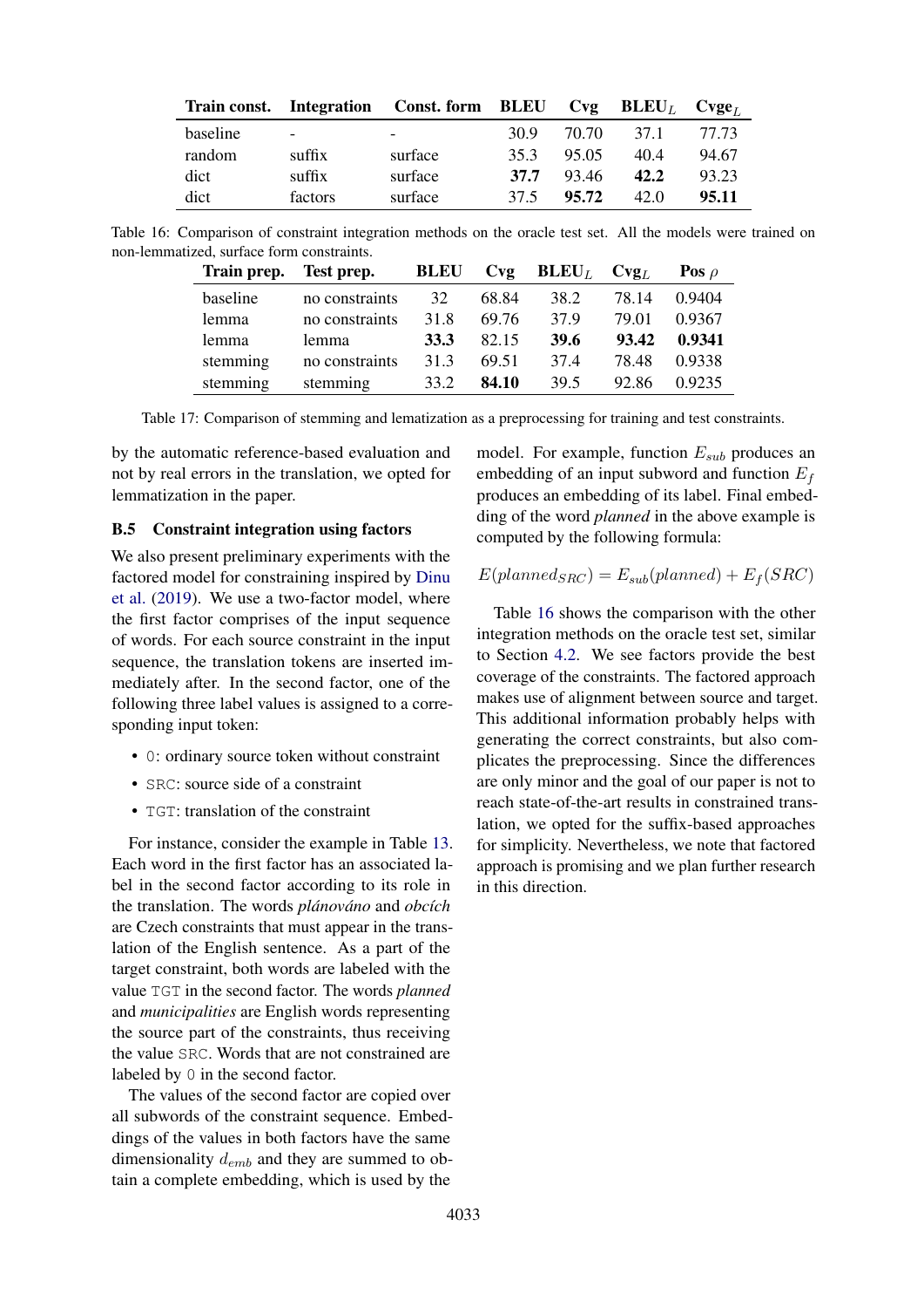| Train const. | Integration | Const. form | BLEU | Cvg | $\text{BLEU}_L$ | $\text{Cvge}_L$ |
|---|---|---|---|---|---|---|
| baseline | - | - | 30.9 | 70.70 | 37.1 | 77.73 |
| random | suffix | surface | 35.3 | 95.05 | 40.4 | 94.67 |
| dict | suffix | surface | **37.7** | 93.46 | **42.2** | 93.23 |
| dict | factors | surface | 37.5 | **95.72** | 42.0 | **95.11** |

Table 16: Comparison of constraint integration methods on the oracle test set. All the models were trained on non-lemmatized, surface form constraints.

| Train prep. | Test prep. | BLEU | Cvg | $\text{BLEU}_L$ | $\text{Cvg}_L$ | Pos $\rho$ |
|---|---|---|---|---|---|---|
| baseline | no constraints | 32 | 68.84 | 38.2 | 78.14 | 0.9404 |
| lemma | no constraints | 31.8 | 69.76 | 37.9 | 79.01 | 0.9367 |
| lemma | lemma | **33.3** | 82.15 | **39.6** | **93.42** | **0.9341** |
| stemming | no constraints | 31.3 | 69.51 | 37.4 | 78.48 | 0.9338 |
| stemming | stemming | 33.2 | **84.10** | 39.5 | 92.86 | 0.9235 |

Table 17: Comparison of stemming and lematization as a preprocessing for training and test constraints.

by the automatic reference-based evaluation and not by real errors in the translation, we opted for lemmatization in the paper.

### B.5 Constraint integration using factors

We also present preliminary experiments with the factored model for constraining inspired by Dinu et al. (2019). We use a two-factor model, where the first factor comprises of the input sequence of words. For each source constraint in the input sequence, the translation tokens are inserted immediately after. In the second factor, one of the following three label values is assigned to a corresponding input token:

- `0`: ordinary source token without constraint
- `SRC`: source side of a constraint
- `TGT`: translation of the constraint

For instance, consider the example in Table 13. Each word in the first factor has an associated label in the second factor according to its role in the translation. The words *plánováno* and *obcích* are Czech constraints that must appear in the translation of the English sentence. As a part of the target constraint, both words are labeled with the value `TGT` in the second factor. The words *planned* and *municipalities* are English words representing the source part of the constraints, thus receiving the value `SRC`. Words that are not constrained are labeled by `0` in the second factor.

The values of the second factor are copied over all subwords of the constraint sequence. Embeddings of the values in both factors have the same dimensionality $d_{emb}$ and they are summed to obtain a complete embedding, which is used by the model. For example, function $E_{sub}$ produces an embedding of an input subword and function $E_f$ produces an embedding of its label. Final embedding of the word *planned* in the above example is computed by the following formula:

$$E(planned_{SRC}) = E_{sub}(planned) + E_f(SRC)$$

Table 16 shows the comparison with the other integration methods on the oracle test set, similar to Section 4.2. We see factors provide the best coverage of the constraints. The factored approach makes use of alignment between source and target. This additional information probably helps with generating the correct constraints, but also complicates the preprocessing. Since the differences are only minor and the goal of our paper is not to reach state-of-the-art results in constrained translation, we opted for the suffix-based approaches for simplicity. Nevertheless, we note that factored approach is promising and we plan further research in this direction.